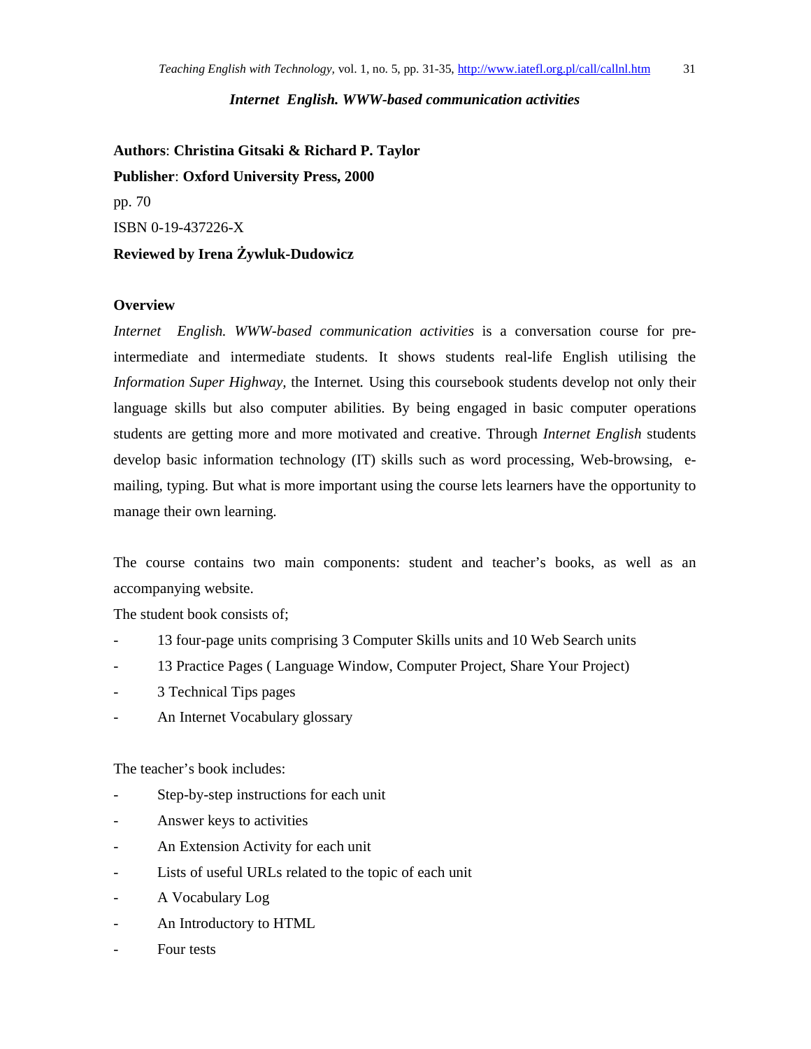## *Internet English. WWW-based communication activities*

**Authors**: **Christina Gitsaki & Richard P. Taylor**

**Publisher**: **Oxford University Press, 2000**

pp. 70

ISBN 0-19-437226-X

**Reviewed by Irena Żywluk-Dudowicz**

### Overview

*Internet English. WWW-based communication activities* is a conversation course for pre-intermediate and intermediate students. It shows students real-life English utilising the *Information Super Highway*, the Internet. Using this coursebook students develop not only their language skills but also computer abilities. By being engaged in basic computer operations students are getting more and more motivated and creative. Through *Internet English* students develop basic information technology (IT) skills such as word processing, Web-browsing, e-mailing, typing. But what is more important using the course lets learners have the opportunity to manage their own learning.

The course contains two main components: student and teacher's books, as well as an accompanying website.

The student book consists of;

- 13 four-page units comprising 3 Computer Skills units and 10 Web Search units
- 13 Practice Pages ( Language Window, Computer Project, Share Your Project)
- 3 Technical Tips pages
- An Internet Vocabulary glossary

The teacher's book includes:

- Step-by-step instructions for each unit
- Answer keys to activities
- An Extension Activity for each unit
- Lists of useful URLs related to the topic of each unit
- A Vocabulary Log
- An Introductory to HTML
- Four tests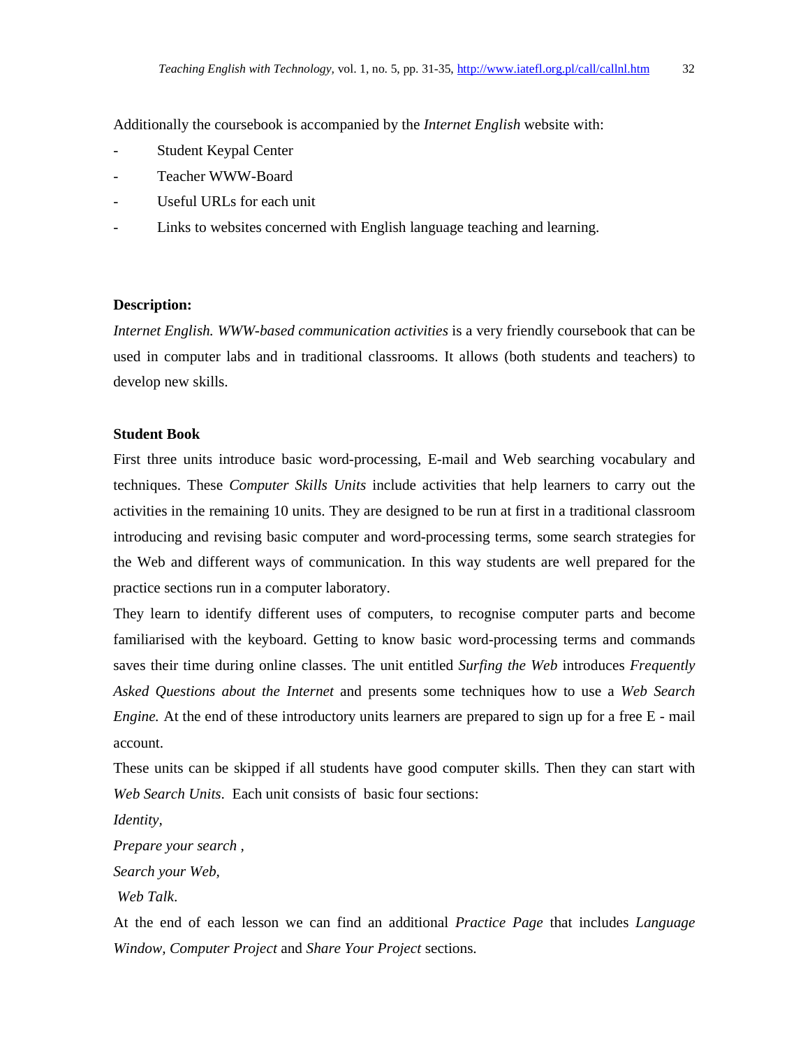Additionally the coursebook is accompanied by the *Internet English* website with:

- Student Keypal Center
- Teacher WWW-Board
- Useful URLs for each unit
- Links to websites concerned with English language teaching and learning.

**Description:**

*Internet English. WWW-based communication activities* is a very friendly coursebook that can be used in computer labs and in traditional classrooms. It allows (both students and teachers) to develop new skills.

**Student Book**

First three units introduce basic word-processing, E-mail and Web searching vocabulary and techniques. These *Computer Skills Units* include activities that help learners to carry out the activities in the remaining 10 units. They are designed to be run at first in a traditional classroom introducing and revising basic computer and word-processing terms, some search strategies for the Web and different ways of communication. In this way students are well prepared for the practice sections run in a computer laboratory.

They learn to identify different uses of computers, to recognise computer parts and become familiarised with the keyboard. Getting to know basic word-processing terms and commands saves their time during online classes. The unit entitled *Surfing the Web* introduces *Frequently Asked Questions about the Internet* and presents some techniques how to use a *Web Search Engine.* At the end of these introductory units learners are prepared to sign up for a free E - mail account.

These units can be skipped if all students have good computer skills. Then they can start with *Web Search Units*. Each unit consists of basic four sections:

*Identity*,

*Prepare your search* ,

*Search your Web,*

*Web Talk*.

At the end of each lesson we can find an additional *Practice Page* that includes *Language Window, Computer Project* and *Share Your Project* sections.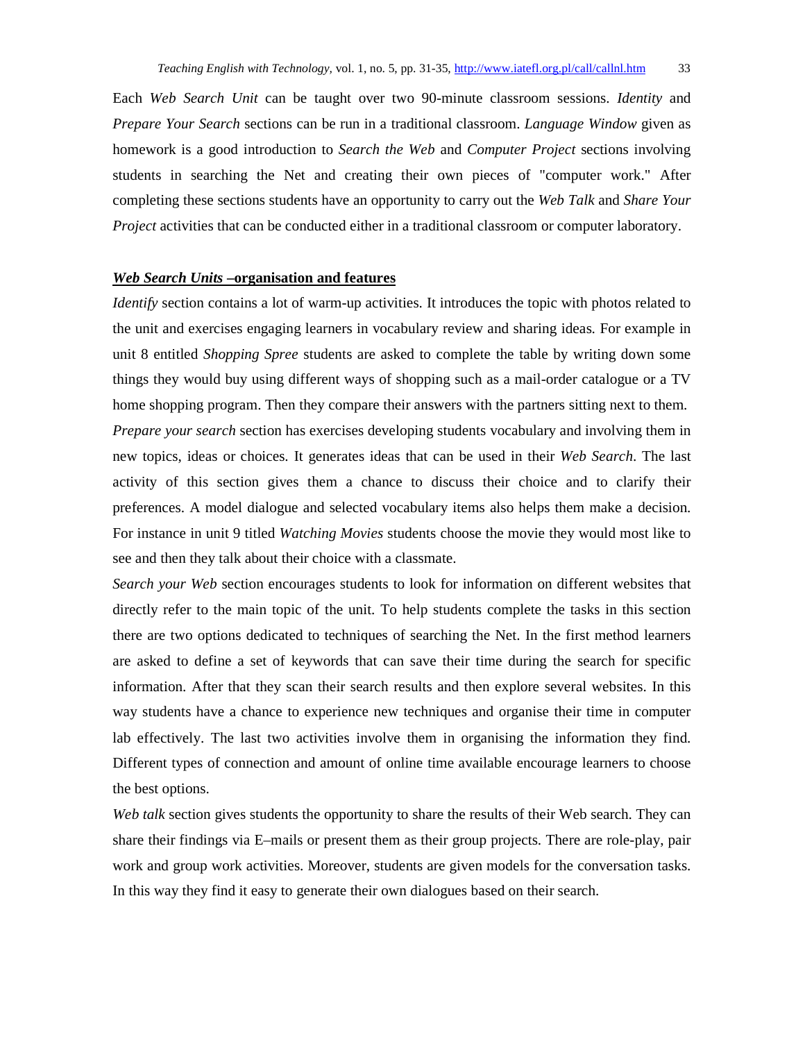Each *Web Search Unit* can be taught over two 90-minute classroom sessions. *Identity* and *Prepare Your Search* sections can be run in a traditional classroom. *Language Window* given as homework is a good introduction to *Search the Web* and *Computer Project* sections involving students in searching the Net and creating their own pieces of "computer work." After completing these sections students have an opportunity to carry out the *Web Talk* and *Share Your Project* activities that can be conducted either in a traditional classroom or computer laboratory.

## ***Web Search Units*** **–organisation and features**

*Identify* section contains a lot of warm-up activities. It introduces the topic with photos related to the unit and exercises engaging learners in vocabulary review and sharing ideas. For example in unit 8 entitled *Shopping Spree* students are asked to complete the table by writing down some things they would buy using different ways of shopping such as a mail-order catalogue or a TV home shopping program. Then they compare their answers with the partners sitting next to them.

*Prepare your search* section has exercises developing students vocabulary and involving them in new topics, ideas or choices. It generates ideas that can be used in their *Web Search*. The last activity of this section gives them a chance to discuss their choice and to clarify their preferences. A model dialogue and selected vocabulary items also helps them make a decision. For instance in unit 9 titled *Watching Movies* students choose the movie they would most like to see and then they talk about their choice with a classmate.

*Search your Web* section encourages students to look for information on different websites that directly refer to the main topic of the unit. To help students complete the tasks in this section there are two options dedicated to techniques of searching the Net. In the first method learners are asked to define a set of keywords that can save their time during the search for specific information. After that they scan their search results and then explore several websites. In this way students have a chance to experience new techniques and organise their time in computer lab effectively. The last two activities involve them in organising the information they find. Different types of connection and amount of online time available encourage learners to choose the best options.

*Web talk* section gives students the opportunity to share the results of their Web search. They can share their findings via E–mails or present them as their group projects. There are role-play, pair work and group work activities. Moreover, students are given models for the conversation tasks. In this way they find it easy to generate their own dialogues based on their search.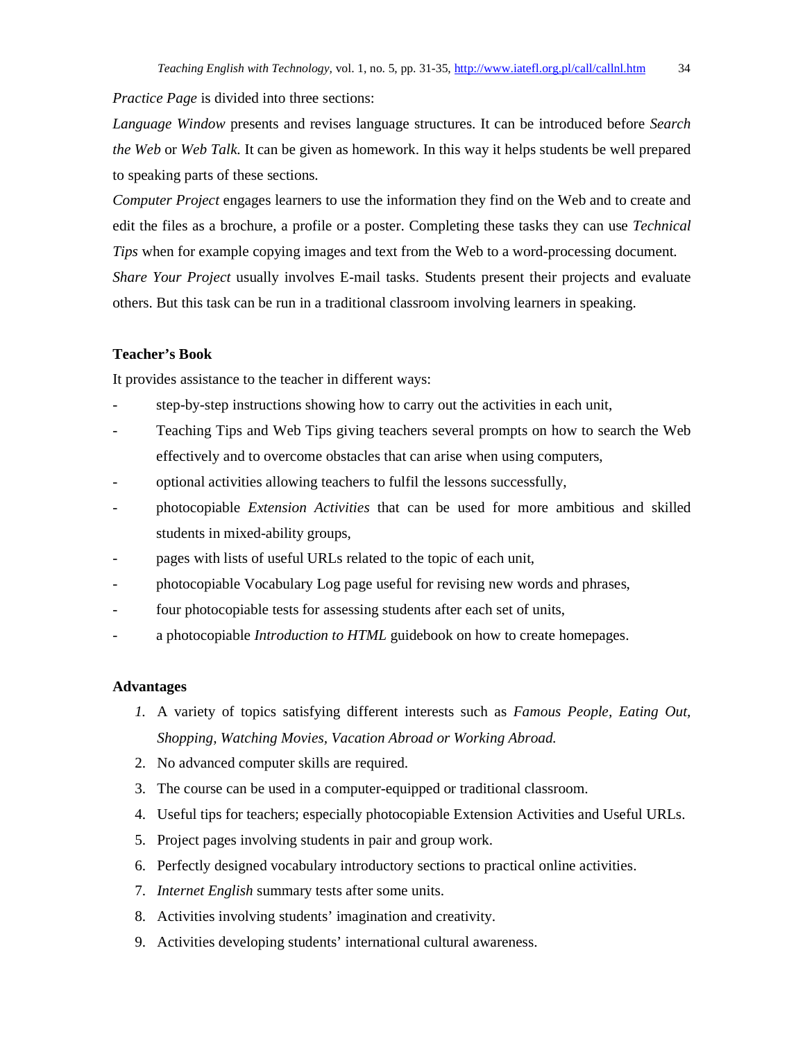*Practice Page* is divided into three sections:

*Language Window* presents and revises language structures. It can be introduced before *Search the Web* or *Web Talk.* It can be given as homework. In this way it helps students be well prepared to speaking parts of these sections.

*Computer Project* engages learners to use the information they find on the Web and to create and edit the files as a brochure, a profile or a poster. Completing these tasks they can use *Technical Tips* when for example copying images and text from the Web to a word-processing document.

*Share Your Project* usually involves E-mail tasks. Students present their projects and evaluate others. But this task can be run in a traditional classroom involving learners in speaking.

**Teacher's Book**

It provides assistance to the teacher in different ways:

- step-by-step instructions showing how to carry out the activities in each unit,
- Teaching Tips and Web Tips giving teachers several prompts on how to search the Web effectively and to overcome obstacles that can arise when using computers,
- optional activities allowing teachers to fulfil the lessons successfully,
- photocopiable *Extension Activities* that can be used for more ambitious and skilled students in mixed-ability groups,
- pages with lists of useful URLs related to the topic of each unit,
- photocopiable Vocabulary Log page useful for revising new words and phrases,
- four photocopiable tests for assessing students after each set of units,
- a photocopiable *Introduction to HTML* guidebook on how to create homepages.

**Advantages**

1. A variety of topics satisfying different interests such as *Famous People, Eating Out, Shopping, Watching Movies, Vacation Abroad or Working Abroad.*
2. No advanced computer skills are required.
3. The course can be used in a computer-equipped or traditional classroom.
4. Useful tips for teachers; especially photocopiable Extension Activities and Useful URLs.
5. Project pages involving students in pair and group work.
6. Perfectly designed vocabulary introductory sections to practical online activities.
7. *Internet English* summary tests after some units.
8. Activities involving students' imagination and creativity.
9. Activities developing students' international cultural awareness.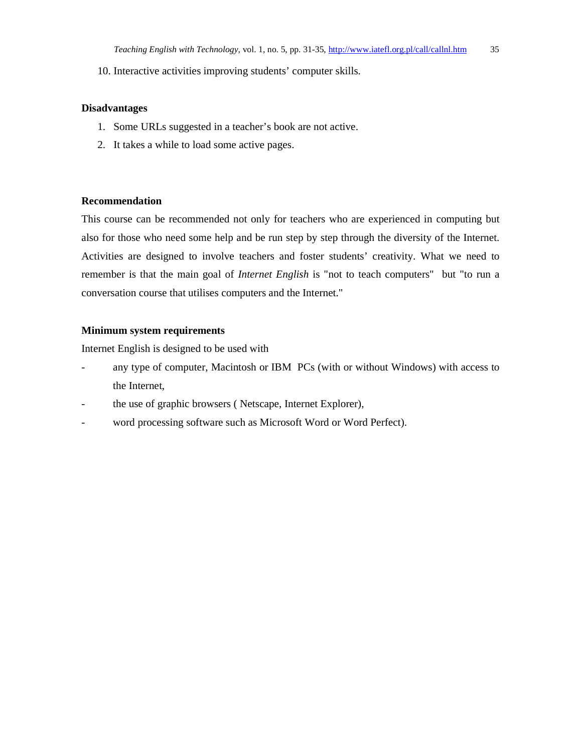10. Interactive activities improving students' computer skills.

**Disadvantages**

1. Some URLs suggested in a teacher's book are not active.
2. It takes a while to load some active pages.

**Recommendation**

This course can be recommended not only for teachers who are experienced in computing but also for those who need some help and be run step by step through the diversity of the Internet. Activities are designed to involve teachers and foster students' creativity. What we need to remember is that the main goal of *Internet English* is "not to teach computers" but "to run a conversation course that utilises computers and the Internet."

**Minimum system requirements**

Internet English is designed to be used with

- any type of computer, Macintosh or IBM PCs (with or without Windows) with access to the Internet,
- the use of graphic browsers ( Netscape, Internet Explorer),
- word processing software such as Microsoft Word or Word Perfect).